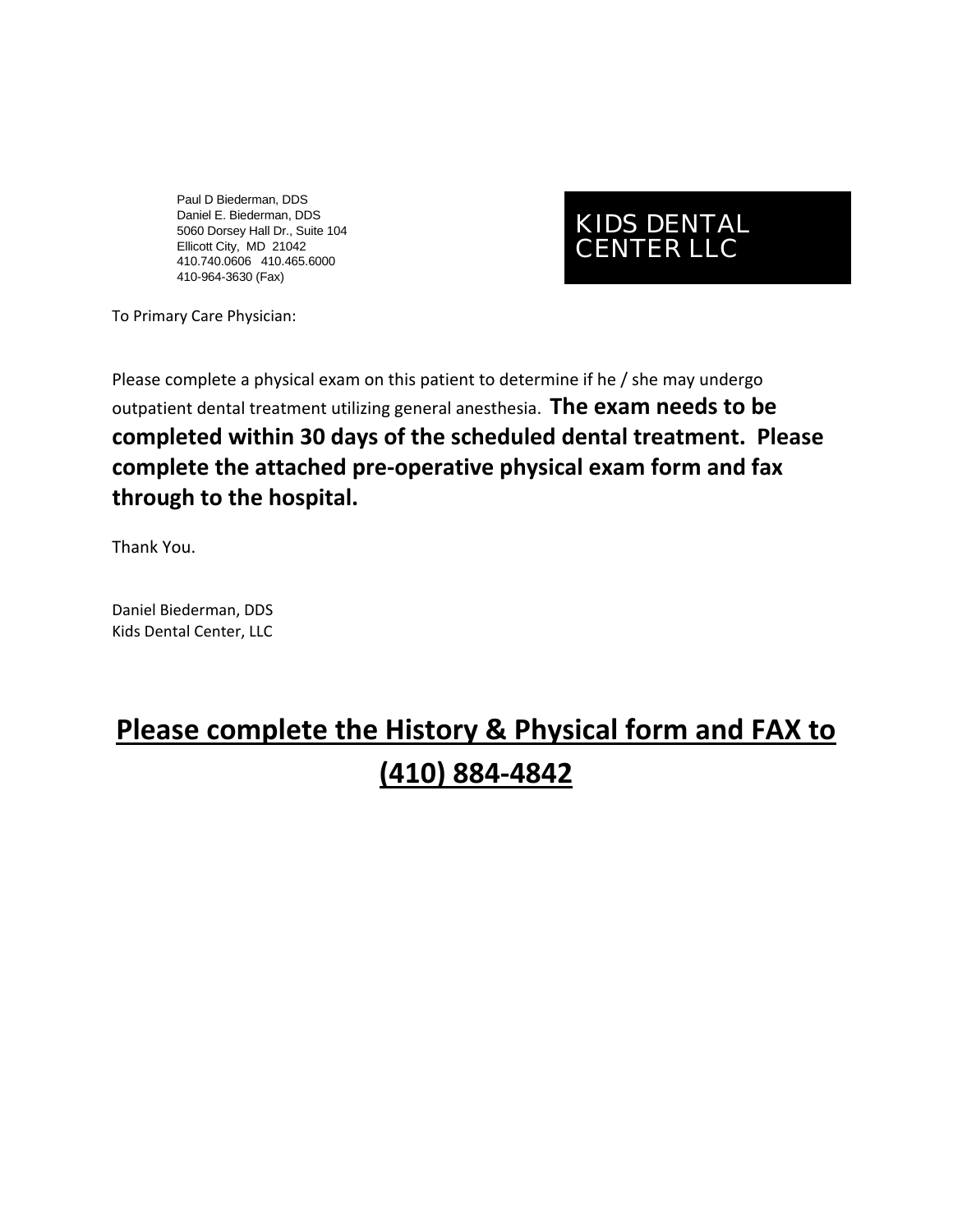Paul D Biederman, DDS
Daniel E. Biederman, DDS
5060 Dorsey Hall Dr., Suite 104
Ellicott City, MD 21042
410.740.0606 410.465.6000
410-964-3630 (Fax)

**KIDS DENTAL CENTER LLC**

To Primary Care Physician:

Please complete a physical exam on this patient to determine if he / she may undergo outpatient dental treatment utilizing general anesthesia. **The exam needs to be completed within 30 days of the scheduled dental treatment. Please complete the attached pre-operative physical exam form and fax through to the hospital.**

Thank You.

Daniel Biederman, DDS
Kids Dental Center, LLC

## **Please complete the History & Physical form and FAX to (410) 884-4842**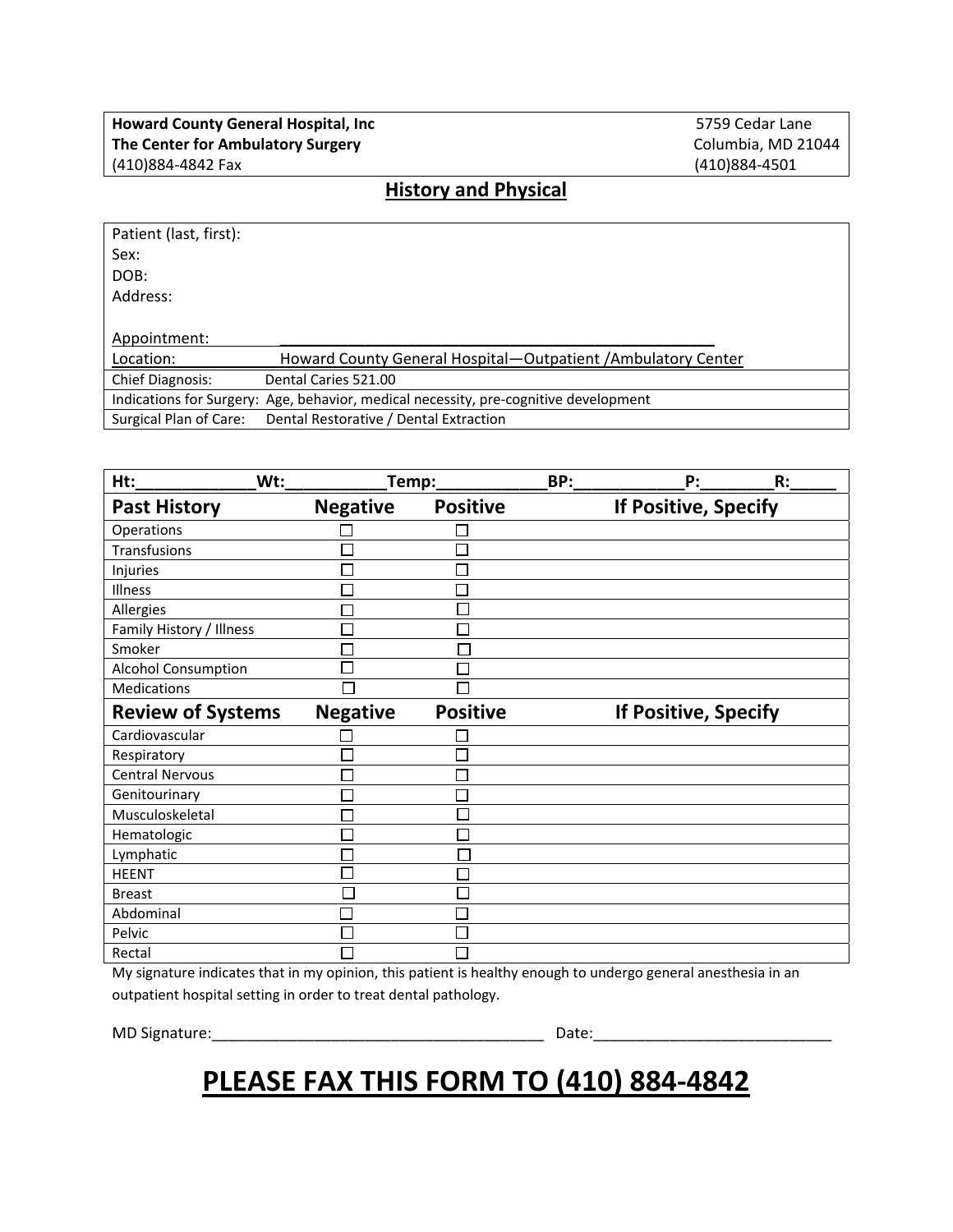| | |
|---|---|
| **Howard County General Hospital, Inc** | 5759 Cedar Lane |
| **The Center for Ambulatory Surgery** | Columbia, MD 21044 |
| (410)884-4842 Fax | (410)884-4501 |

## History and Physical

| | |
|---|---|
| Patient (last, first): | |
| Sex: | |
| DOB: | |
| Address: | |
| Appointment: | ______________________________________________ |
| Location: | Howard County General Hospital—Outpatient /Ambulatory Center |
| Chief Diagnosis: | Dental Caries 521.00 |
| Indications for Surgery: | Age, behavior, medical necessity, pre-cognitive development |
| Surgical Plan of Care: | Dental Restorative / Dental Extraction |

Ht:____________Wt:__________Temp:___________BP:___________P:_______R:_____

| **Past History** | **Negative** | **Positive** | **If Positive, Specify** |
|---|---|---|---|
| Operations | ☐ | ☐ | |
| Transfusions | ☐ | ☐ | |
| Injuries | ☐ | ☐ | |
| Illness | ☐ | ☐ | |
| Allergies | ☐ | ☐ | |
| Family History / Illness | ☐ | ☐ | |
| Smoker | ☐ | ☐ | |
| Alcohol Consumption | ☐ | ☐ | |
| Medications | ☐ | ☐ | |
| **Review of Systems** | **Negative** | **Positive** | **If Positive, Specify** |
| Cardiovascular | ☐ | ☐ | |
| Respiratory | ☐ | ☐ | |
| Central Nervous | ☐ | ☐ | |
| Genitourinary | ☐ | ☐ | |
| Musculoskeletal | ☐ | ☐ | |
| Hematologic | ☐ | ☐ | |
| Lymphatic | ☐ | ☐ | |
| HEENT | ☐ | ☐ | |
| Breast | ☐ | ☐ | |
| Abdominal | ☐ | ☐ | |
| Pelvic | ☐ | ☐ | |
| Rectal | ☐ | ☐ | |

My signature indicates that in my opinion, this patient is healthy enough to undergo general anesthesia in an outpatient hospital setting in order to treat dental pathology.

MD Signature:______________________________________ Date:___________________________

# PLEASE FAX THIS FORM TO (410) 884-4842